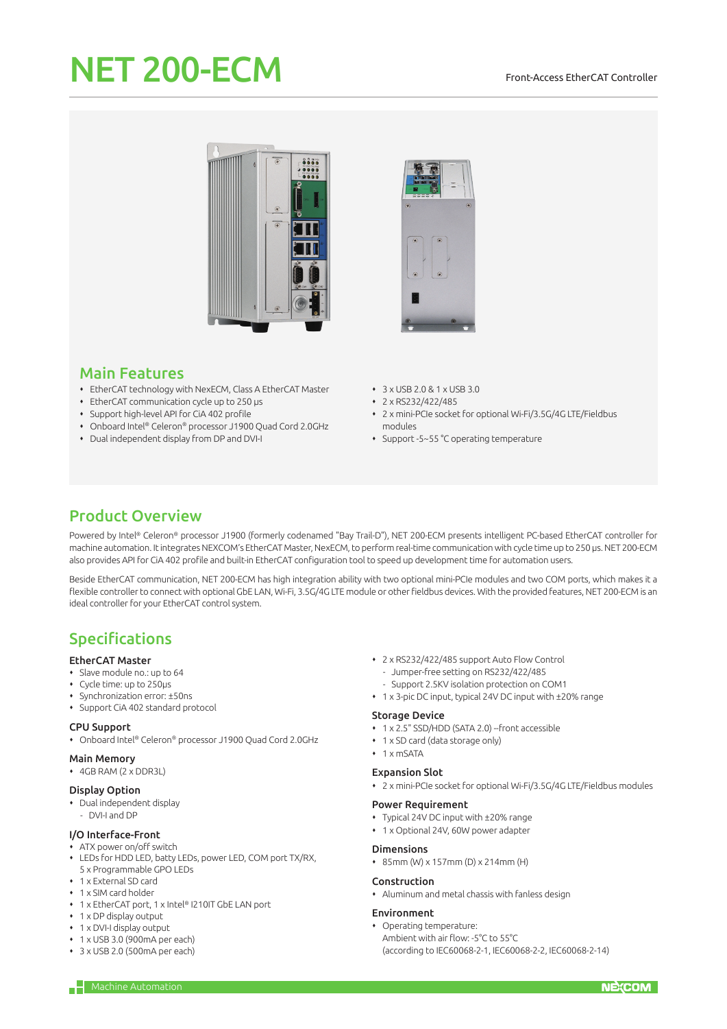# NET 200-ECM

Front-Access EtherCAT Controller

## Main Features

- EtherCAT technology with NexECM, Class A EtherCAT Master
- EtherCAT communication cycle up to 250 µs
- Support high-level API for CiA 402 profile
- Onboard Intel® Celeron® processor J1900 Quad Cord 2.0GHz
- Dual independent display from DP and DVI-I
- 3 x USB 2.0 & 1 x USB 3.0
- 2 x RS232/422/485
- 2 x mini-PCIe socket for optional Wi-Fi/3.5G/4G LTE/Fieldbus modules
- Support -5~55 °C operating temperature

## Product Overview

Powered by Intel® Celeron® processor J1900 (formerly codenamed "Bay Trail-D"), NET 200-ECM presents intelligent PC-based EtherCAT controller for machine automation. It integrates NEXCOM's EtherCAT Master, NexECM, to perform real-time communication with cycle time up to 250 µs. NET 200-ECM also provides API for CiA 402 profile and built-in EtherCAT configuration tool to speed up development time for automation users.

Beside EtherCAT communication, NET 200-ECM has high integration ability with two optional mini-PCIe modules and two COM ports, which makes it a flexible controller to connect with optional GbE LAN, Wi-Fi, 3.5G/4G LTE module or other fieldbus devices. With the provided features, NET 200-ECM is an ideal controller for your EtherCAT control system.

## Specifications

### EtherCAT Master
- Slave module no.: up to 64
- Cycle time: up to 250µs
- Synchronization error: ±50ns
- Support CiA 402 standard protocol

### CPU Support
- Onboard Intel® Celeron® processor J1900 Quad Cord 2.0GHz

### Main Memory
- 4GB RAM (2 x DDR3L)

### Display Option
- Dual independent display
  - DVI-I and DP

### I/O Interface-Front
- ATX power on/off switch
- LEDs for HDD LED, batty LEDs, power LED, COM port TX/RX, 5 x Programmable GPO LEDs
- 1 x External SD card
- 1 x SIM card holder
- 1 x EtherCAT port, 1 x Intel® I210IT GbE LAN port
- 1 x DP display output
- 1 x DVI-I display output
- 1 x USB 3.0 (900mA per each)
- 3 x USB 2.0 (500mA per each)
- 2 x RS232/422/485 support Auto Flow Control
  - Jumper-free setting on RS232/422/485
  - Support 2.5KV isolation protection on COM1
- 1 x 3-pic DC input, typical 24V DC input with ±20% range

### Storage Device
- 1 x 2.5" SSD/HDD (SATA 2.0) –front accessible
- 1 x SD card (data storage only)
- 1 x mSATA

### Expansion Slot
- 2 x mini-PCIe socket for optional Wi-Fi/3.5G/4G LTE/Fieldbus modules

### Power Requirement
- Typical 24V DC input with ±20% range
- 1 x Optional 24V, 60W power adapter

### Dimensions
- 85mm (W) x 157mm (D) x 214mm (H)

### Construction
- Aluminum and metal chassis with fanless design

### Environment
- Operating temperature:
  Ambient with air flow: -5°C to 55°C
  (according to IEC60068-2-1, IEC60068-2-2, IEC60068-2-14)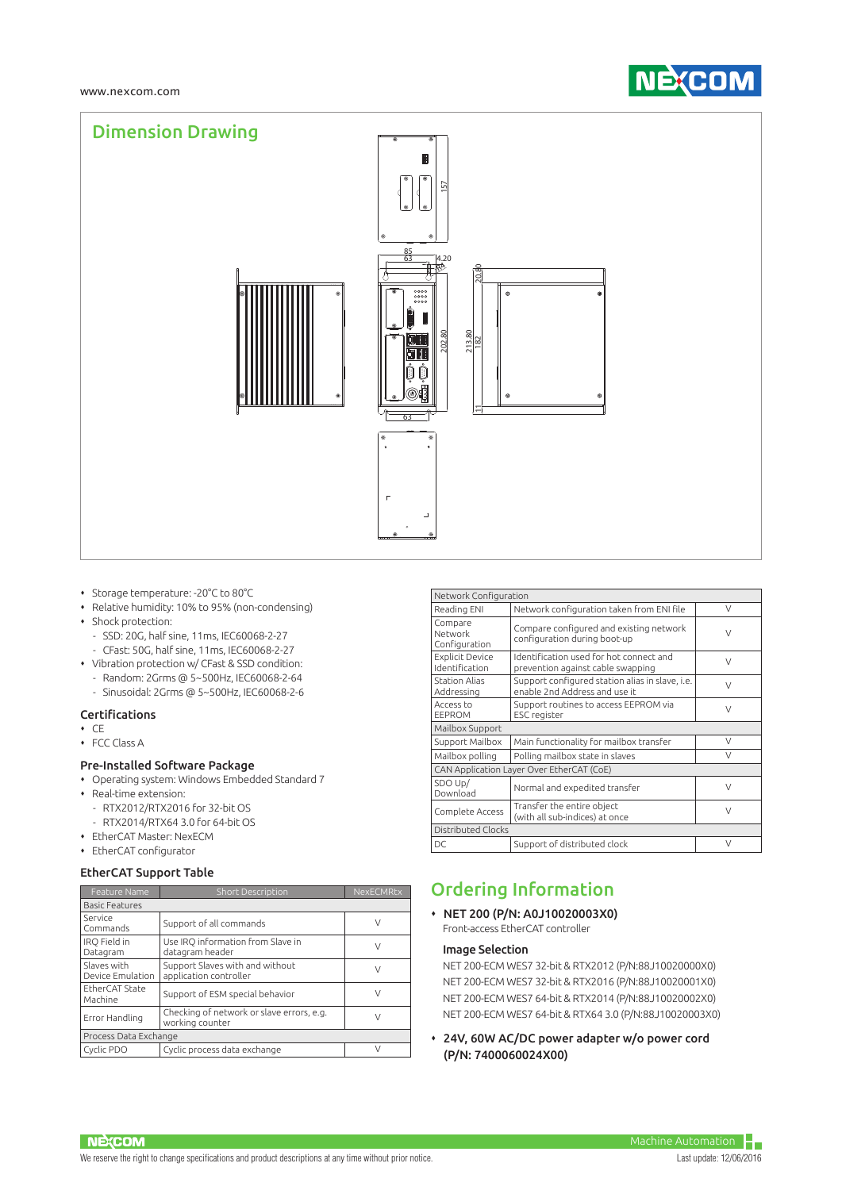## Dimension Drawing

157
85
63
4.20
20.40
202.80
213.80
182
11
63

- Storage temperature: -20°C to 80°C
- Relative humidity: 10% to 95% (non-condensing)
- Shock protection:
  - SSD: 20G, half sine, 11ms, IEC60068-2-27
  - CFast: 50G, half sine, 11ms, IEC60068-2-27
- Vibration protection w/ CFast & SSD condition:
  - Random: 2Grms @ 5~500Hz, IEC60068-2-64
  - Sinusoidal: 2Grms @ 5~500Hz, IEC60068-2-6

### Certifications

- CE
- FCC Class A

### Pre-Installed Software Package

- Operating system: Windows Embedded Standard 7
- Real-time extension:
  - RTX2012/RTX2016 for 32-bit OS
  - RTX2014/RTX64 3.0 for 64-bit OS
- EtherCAT Master: NexECM
- EtherCAT configurator

### EtherCAT Support Table

| Feature Name | Short Description | NexECMRtx |
|---|---|---|
| Basic Features | | |
| Service Commands | Support of all commands | V |
| IRQ Field in Datagram | Use IRQ information from Slave in datagram header | V |
| Slaves with Device Emulation | Support Slaves with and without application controller | V |
| EtherCAT State Machine | Support of ESM special behavior | V |
| Error Handling | Checking of network or slave errors, e.g. working counter | V |
| Process Data Exchange | | |
| Cyclic PDO | Cyclic process data exchange | V |
| Network Configuration | | |
| Reading ENI | Network configuration taken from ENI file | V |
| Compare Network Configuration | Compare configured and existing network configuration during boot-up | V |
| Explicit Device Identification | Identification used for hot connect and prevention against cable swapping | V |
| Station Alias Addressing | Support configured station alias in slave, i.e. enable 2nd Address and use it | V |
| Access to EEPROM | Support routines to access EEPROM via ESC register | V |
| Mailbox Support | | |
| Support Mailbox | Main functionality for mailbox transfer | V |
| Mailbox polling | Polling mailbox state in slaves | V |
| CAN Application Layer Over EtherCAT (CoE) | | |
| SDO Up/Download | Normal and expedited transfer | V |
| Complete Access | Transfer the entire object (with all sub-indices) at once | V |
| Distributed Clocks | | |
| DC | Support of distributed clock | V |

## Ordering Information

- **NET 200 (P/N: A0J10020003X0)**
  Front-access EtherCAT controller

  **Image Selection**
  NET 200-ECM WES7 32-bit & RTX2012 (P/N:88J10020000X0)
  NET 200-ECM WES7 32-bit & RTX2016 (P/N:88J10020001X0)
  NET 200-ECM WES7 64-bit & RTX2014 (P/N:88J10020002X0)
  NET 200-ECM WES7 64-bit & RTX64 3.0 (P/N:88J10020003X0)

- **24V, 60W AC/DC power adapter w/o power cord (P/N: 7400060024X00)**